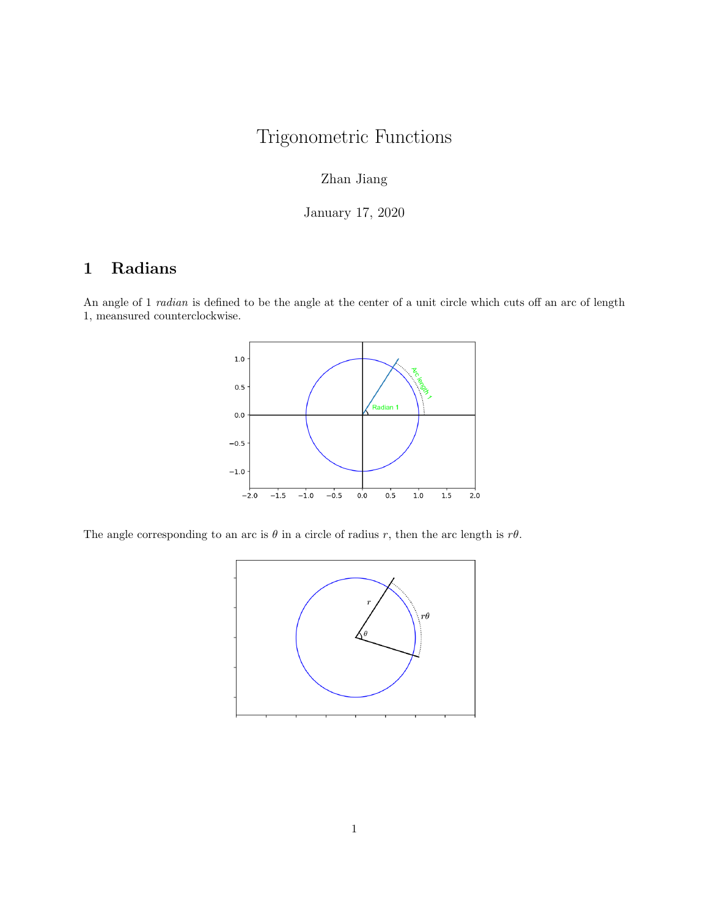# Trigonometric Functions

Zhan Jiang

January 17, 2020

## 1 Radians

An angle of 1 *radian* is defined to be the angle at the center of a unit circle which cuts off an arc of length 1, meansured counterclockwise.

The angle corresponding to an arc is $\theta$ in a circle of radius $r$, then the arc length is $r\theta$.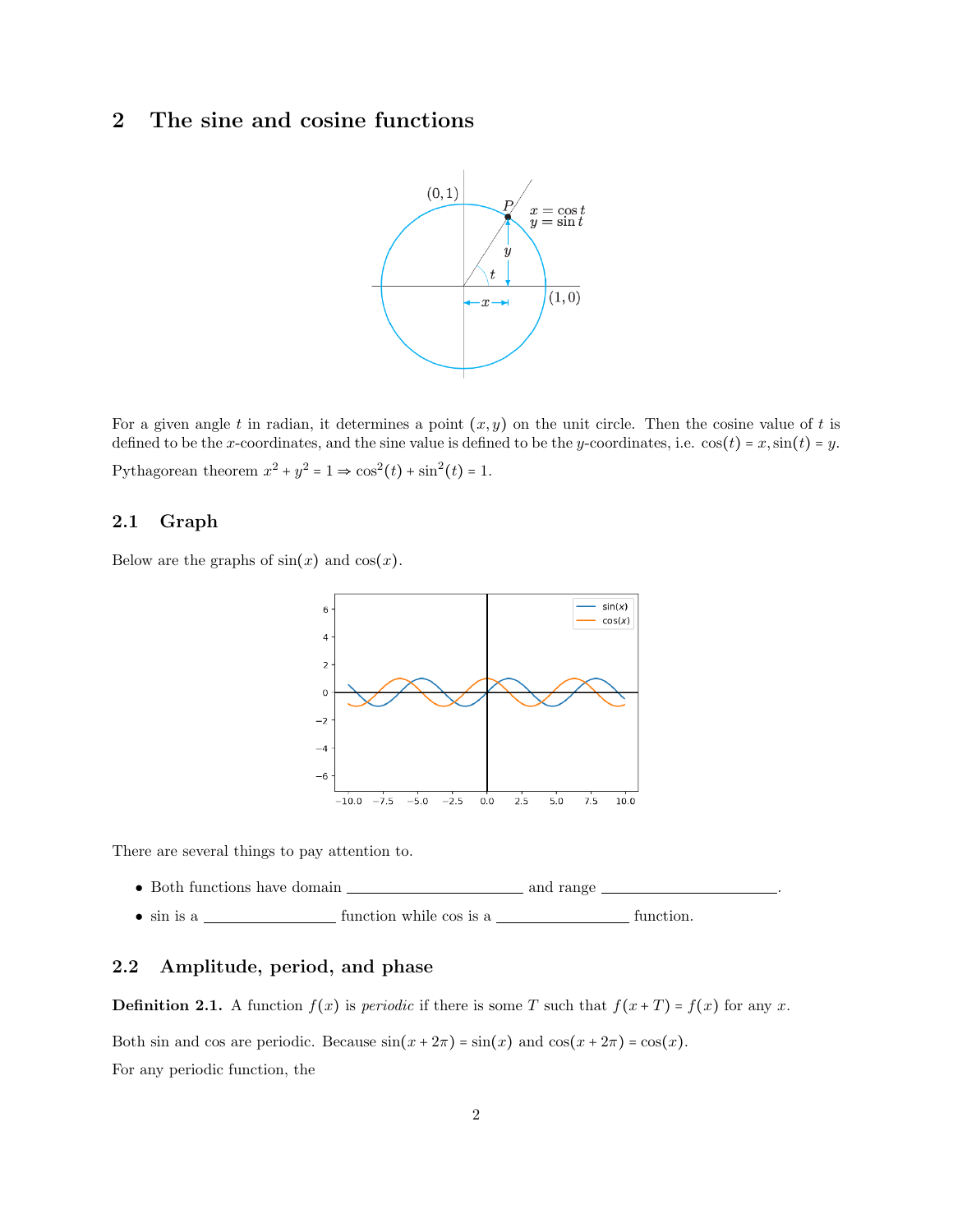## 2 The sine and cosine functions

For a given angle $t$ in radian, it determines a point $(x, y)$ on the unit circle. Then the cosine value of $t$ is defined to be the $x$-coordinates, and the sine value is defined to be the $y$-coordinates, i.e. $\cos(t) = x, \sin(t) = y$.

Pythagorean theorem $x^2 + y^2 = 1 \Rightarrow \cos^2(t) + \sin^2(t) = 1$.

### 2.1 Graph

Below are the graphs of $\sin(x)$ and $\cos(x)$.

There are several things to pay attention to.

- Both functions have domain ______________________ and range ______________________.
- sin is a ________________ function while cos is a ________________ function.

### 2.2 Amplitude, period, and phase

**Definition 2.1.** A function $f(x)$ is *periodic* if there is some $T$ such that $f(x + T) = f(x)$ for any $x$.

Both sin and cos are periodic. Because $\sin(x + 2\pi) = \sin(x)$ and $\cos(x + 2\pi) = \cos(x)$.

For any periodic function, the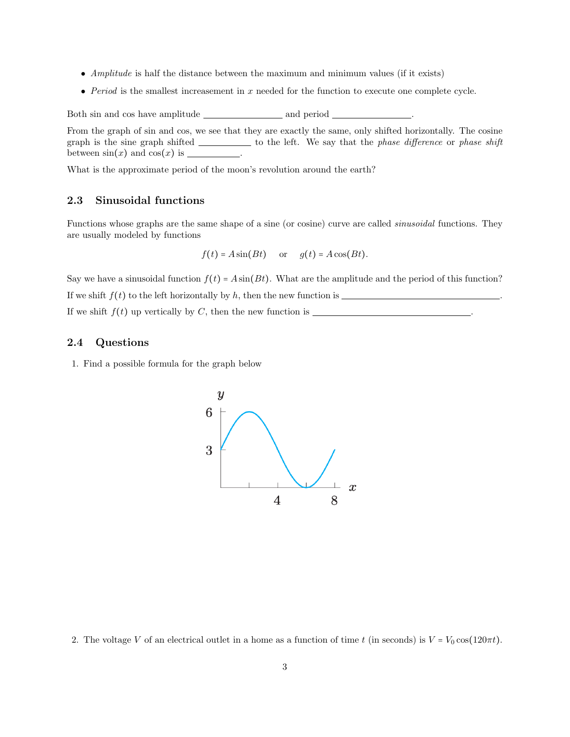- *Amplitude* is half the distance between the maximum and minimum values (if it exists)
- *Period* is the smallest increasement in $x$ needed for the function to execute one complete cycle.

Both sin and cos have amplitude \_\_\_\_\_\_\_\_\_\_\_\_\_\_\_\_ and period \_\_\_\_\_\_\_\_\_\_\_\_\_\_\_\_.

From the graph of sin and cos, we see that they are exactly the same, only shifted horizontally. The cosine graph is the sine graph shifted \_\_\_\_\_\_\_\_\_\_\_\_ to the left. We say that the *phase difference* or *phase shift* between $\sin(x)$ and $\cos(x)$ is \_\_\_\_\_\_\_\_\_\_\_\_.

What is the approximate period of the moon's revolution around the earth?

## 2.3 Sinusoidal functions

Functions whose graphs are the same shape of a sine (or cosine) curve are called *sinusoidal* functions. They are usually modeled by functions

$$f(t) = A\sin(Bt) \quad \text{or} \quad g(t) = A\cos(Bt).$$

Say we have a sinusoidal function $f(t) = A\sin(Bt)$. What are the amplitude and the period of this function?

If we shift $f(t)$ to the left horizontally by $h$, then the new function is \_\_\_\_\_\_\_\_\_\_\_\_\_\_\_\_\_\_\_\_\_\_\_\_\_\_\_\_\_\_\_\_.

If we shift $f(t)$ up vertically by $C$, then the new function is \_\_\_\_\_\_\_\_\_\_\_\_\_\_\_\_\_\_\_\_\_\_\_\_\_\_\_\_\_\_\_\_.

## 2.4 Questions

1. Find a possible formula for the graph below

2. The voltage $V$ of an electrical outlet in a home as a function of time $t$ (in seconds) is $V = V_0\cos(120\pi t)$.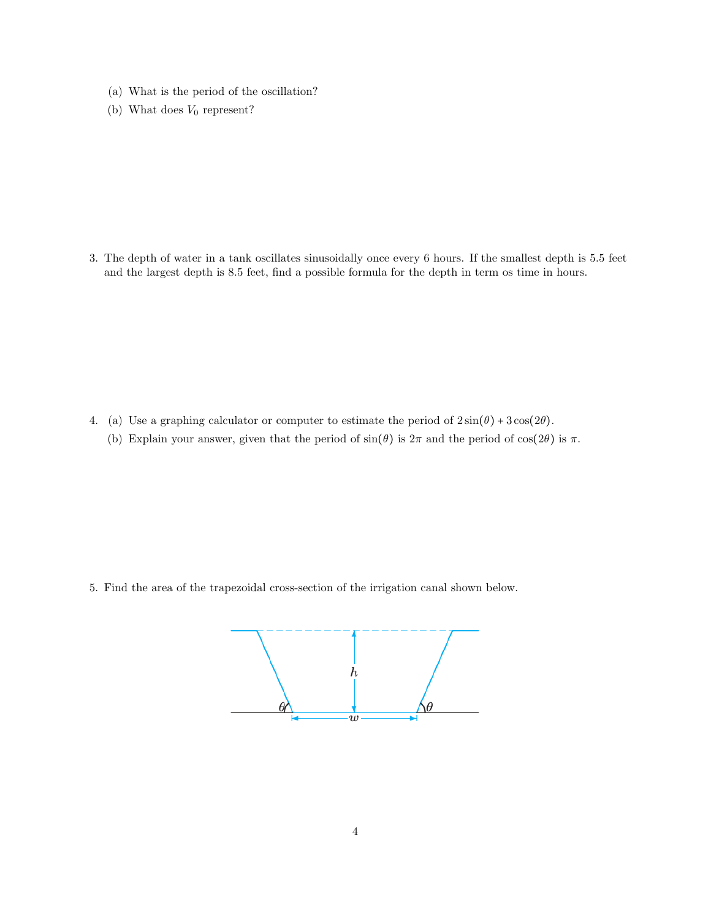(a) What is the period of the oscillation?

(b) What does $V_0$ represent?

3. The depth of water in a tank oscillates sinusoidally once every 6 hours. If the smallest depth is 5.5 feet and the largest depth is 8.5 feet, find a possible formula for the depth in term os time in hours.

4. (a) Use a graphing calculator or computer to estimate the period of $2\sin(\theta) + 3\cos(2\theta)$.

   (b) Explain your answer, given that the period of $\sin(\theta)$ is $2\pi$ and the period of $\cos(2\theta)$ is $\pi$.

5. Find the area of the trapezoidal cross-section of the irrigation canal shown below.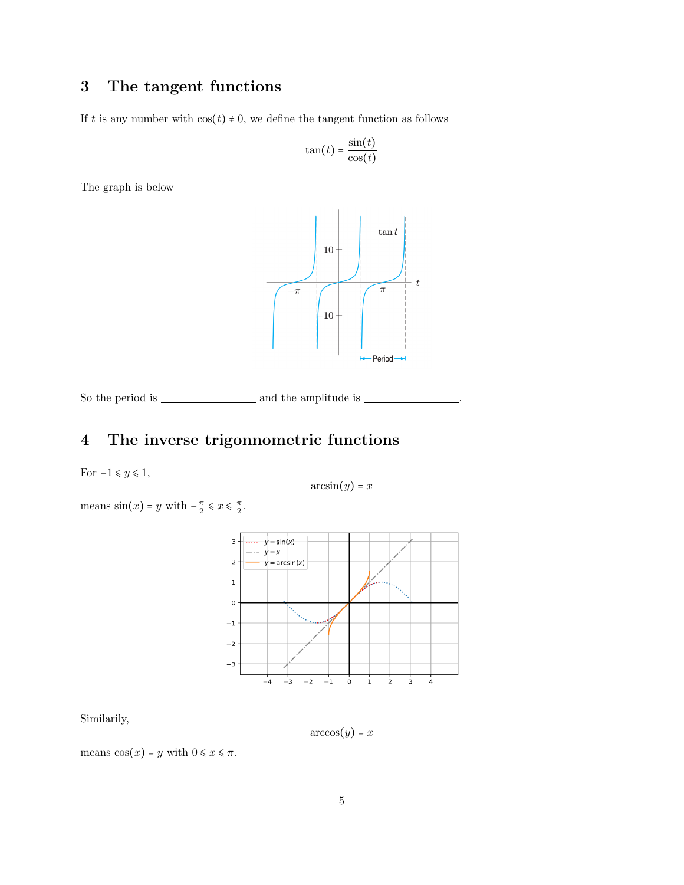## 3 The tangent functions

If $t$ is any number with $\cos(t) \neq 0$, we define the tangent function as follows

$$\tan(t) = \frac{\sin(t)}{\cos(t)}$$

The graph is below

So the period is ________________ and the amplitude is ________________.

## 4 The inverse trigonnometric functions

For $-1 \leqslant y \leqslant 1$,

$$\arcsin(y) = x$$

means $\sin(x) = y$ with $-\frac{\pi}{2} \leqslant x \leqslant \frac{\pi}{2}$.

Similarly,

$$\arccos(y) = x$$

means $\cos(x) = y$ with $0 \leqslant x \leqslant \pi$.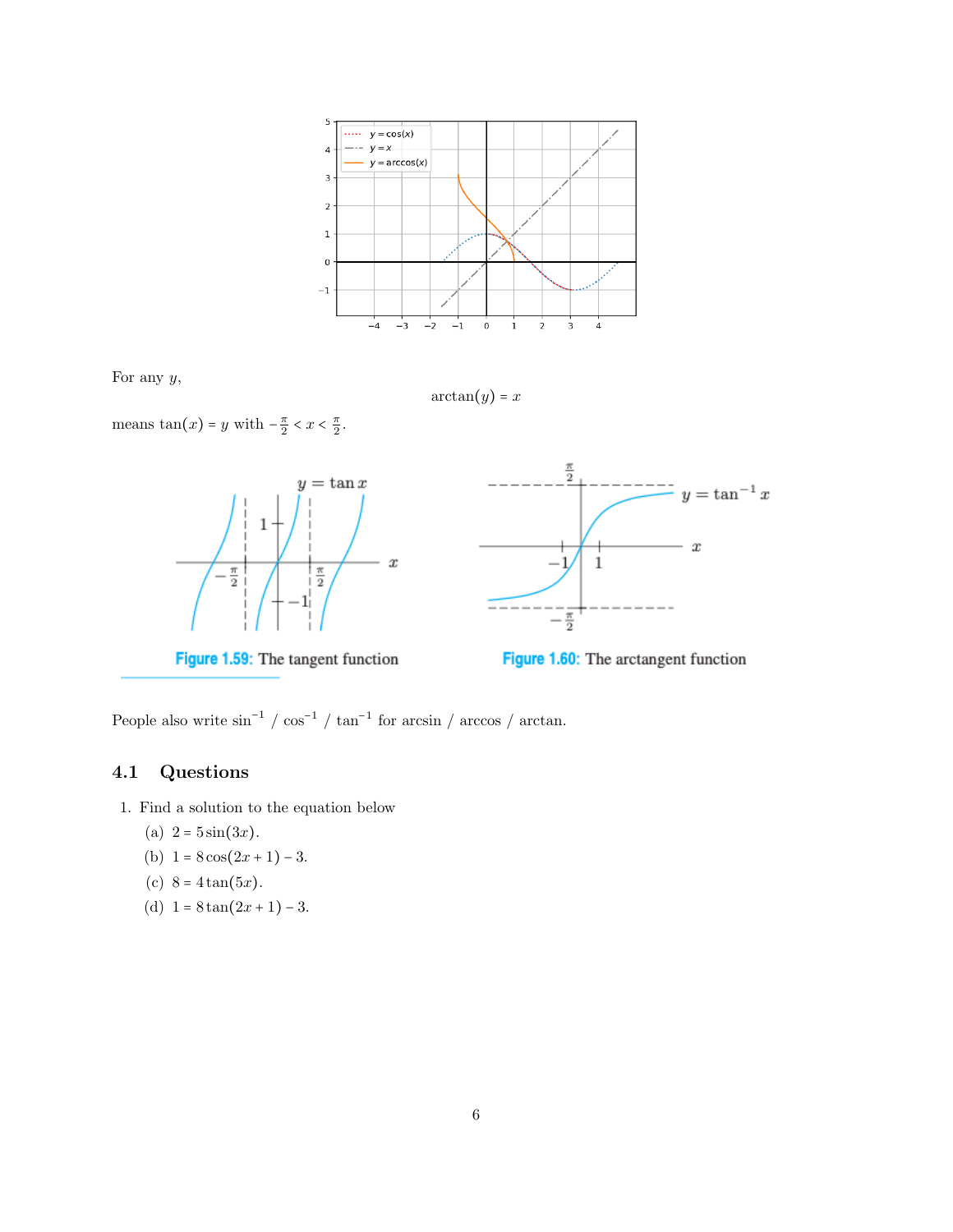$y = \cos(x)$
$y = x$
$y = \arccos(x)$

5
4
3
2
1
0
−1

−4 −3 −2 −1 0 1 2 3 4

For any $y$,

$$\arctan(y) = x$$

means $\tan(x) = y$ with $-\frac{\pi}{2} < x < \frac{\pi}{2}$.

$y = \tan x$

1
−1
$-\frac{\pi}{2}$
$\frac{\pi}{2}$
$x$

Figure 1.59: The tangent function

$y = \tan^{-1} x$

$\frac{\pi}{2}$
$-\frac{\pi}{2}$
−1
1
$x$

Figure 1.60: The arctangent function

People also write $\sin^{-1}$ / $\cos^{-1}$ / $\tan^{-1}$ for arcsin / arccos / arctan.

## 4.1 Questions

1. Find a solution to the equation below
   (a) $2 = 5\sin(3x)$.
   (b) $1 = 8\cos(2x + 1) - 3$.
   (c) $8 = 4\tan(5x)$.
   (d) $1 = 8\tan(2x + 1) - 3$.